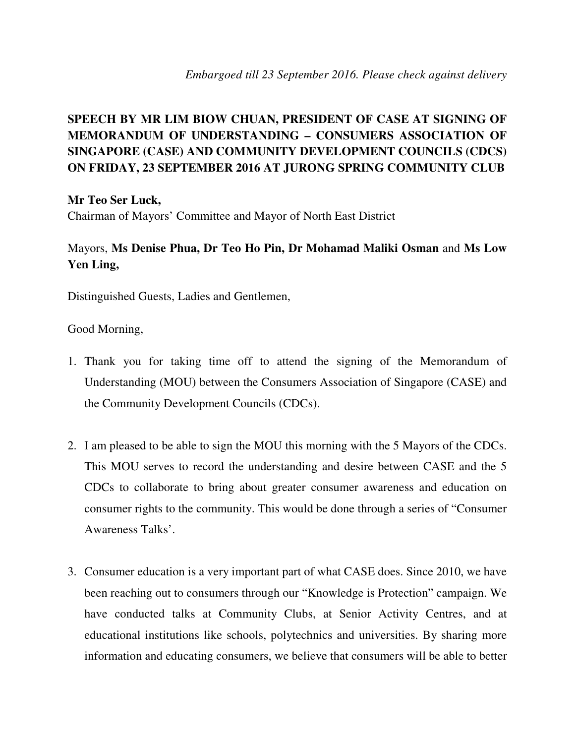*Embargoed till 23 September 2016. Please check against delivery*

**SPEECH BY MR LIM BIOW CHUAN, PRESIDENT OF CASE AT SIGNING OF MEMORANDUM OF UNDERSTANDING – CONSUMERS ASSOCIATION OF SINGAPORE (CASE) AND COMMUNITY DEVELOPMENT COUNCILS (CDCS) ON FRIDAY, 23 SEPTEMBER 2016 AT JURONG SPRING COMMUNITY CLUB**

**Mr Teo Ser Luck,**
Chairman of Mayors' Committee and Mayor of North East District

Mayors, **Ms Denise Phua, Dr Teo Ho Pin, Dr Mohamad Maliki Osman** and **Ms Low Yen Ling,**

Distinguished Guests, Ladies and Gentlemen,

Good Morning,

1. Thank you for taking time off to attend the signing of the Memorandum of Understanding (MOU) between the Consumers Association of Singapore (CASE) and the Community Development Councils (CDCs).

2. I am pleased to be able to sign the MOU this morning with the 5 Mayors of the CDCs. This MOU serves to record the understanding and desire between CASE and the 5 CDCs to collaborate to bring about greater consumer awareness and education on consumer rights to the community. This would be done through a series of "Consumer Awareness Talks'.

3. Consumer education is a very important part of what CASE does. Since 2010, we have been reaching out to consumers through our "Knowledge is Protection" campaign. We have conducted talks at Community Clubs, at Senior Activity Centres, and at educational institutions like schools, polytechnics and universities. By sharing more information and educating consumers, we believe that consumers will be able to better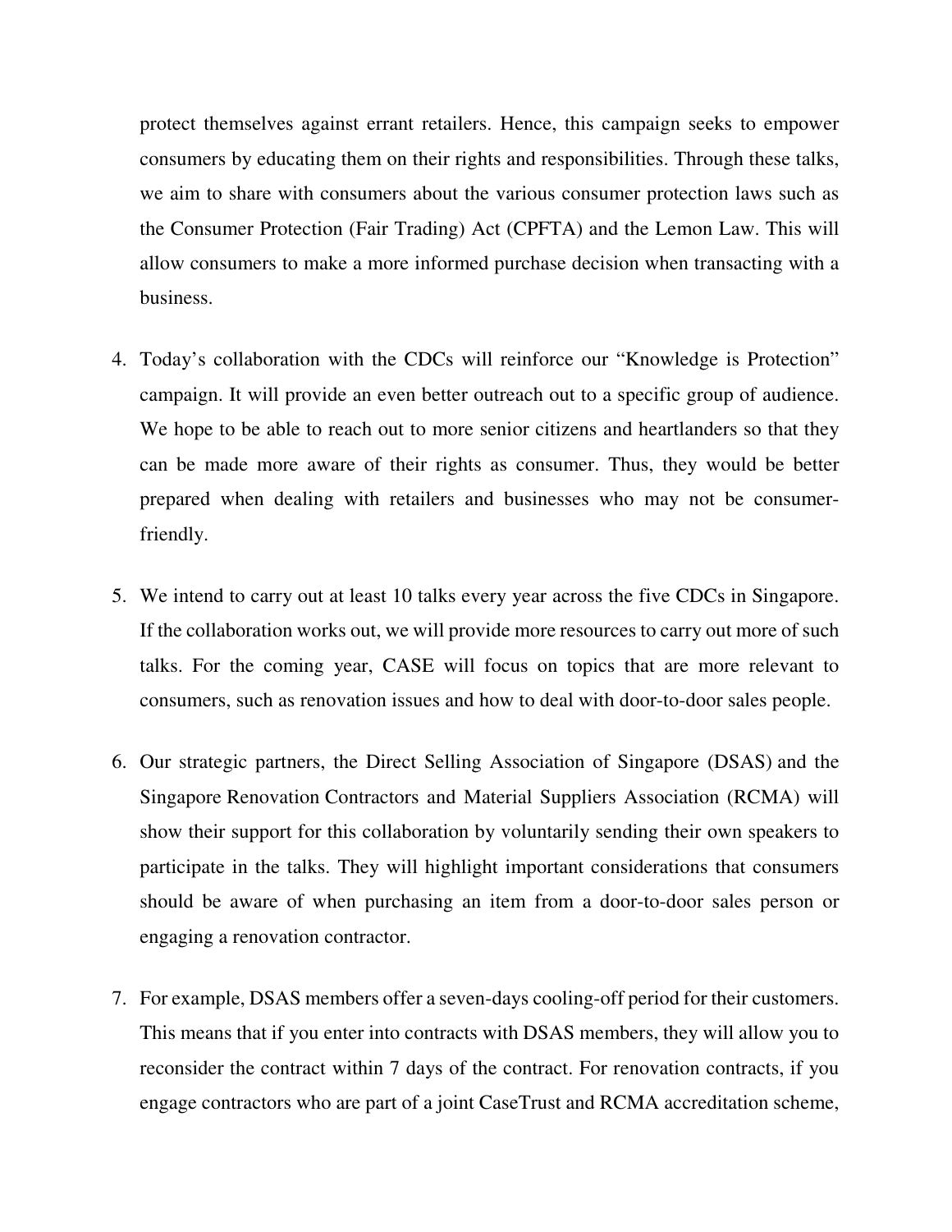protect themselves against errant retailers. Hence, this campaign seeks to empower consumers by educating them on their rights and responsibilities. Through these talks, we aim to share with consumers about the various consumer protection laws such as the Consumer Protection (Fair Trading) Act (CPFTA) and the Lemon Law. This will allow consumers to make a more informed purchase decision when transacting with a business.

4. Today's collaboration with the CDCs will reinforce our "Knowledge is Protection" campaign. It will provide an even better outreach out to a specific group of audience. We hope to be able to reach out to more senior citizens and heartlanders so that they can be made more aware of their rights as consumer. Thus, they would be better prepared when dealing with retailers and businesses who may not be consumer-friendly.

5. We intend to carry out at least 10 talks every year across the five CDCs in Singapore. If the collaboration works out, we will provide more resources to carry out more of such talks. For the coming year, CASE will focus on topics that are more relevant to consumers, such as renovation issues and how to deal with door-to-door sales people.

6. Our strategic partners, the Direct Selling Association of Singapore (DSAS) and the Singapore Renovation Contractors and Material Suppliers Association (RCMA) will show their support for this collaboration by voluntarily sending their own speakers to participate in the talks. They will highlight important considerations that consumers should be aware of when purchasing an item from a door-to-door sales person or engaging a renovation contractor.

7. For example, DSAS members offer a seven-days cooling-off period for their customers. This means that if you enter into contracts with DSAS members, they will allow you to reconsider the contract within 7 days of the contract. For renovation contracts, if you engage contractors who are part of a joint CaseTrust and RCMA accreditation scheme,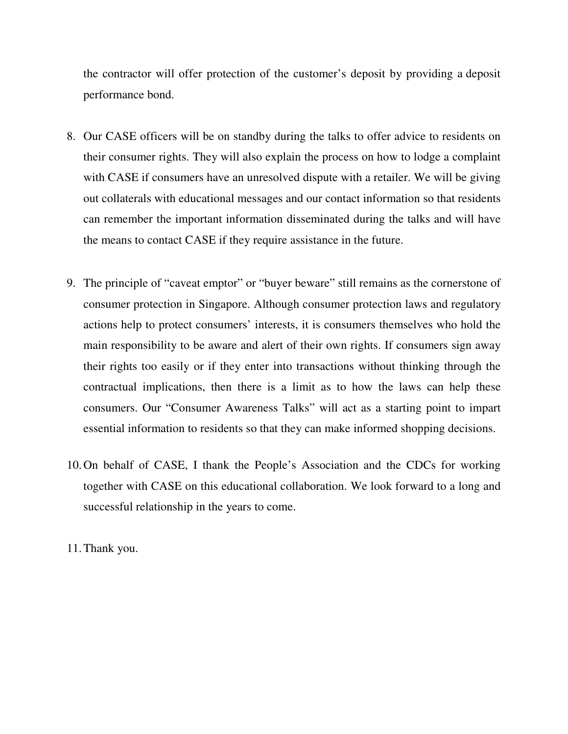the contractor will offer protection of the customer's deposit by providing a deposit performance bond.

8. Our CASE officers will be on standby during the talks to offer advice to residents on their consumer rights. They will also explain the process on how to lodge a complaint with CASE if consumers have an unresolved dispute with a retailer. We will be giving out collaterals with educational messages and our contact information so that residents can remember the important information disseminated during the talks and will have the means to contact CASE if they require assistance in the future.

9. The principle of "caveat emptor" or "buyer beware" still remains as the cornerstone of consumer protection in Singapore. Although consumer protection laws and regulatory actions help to protect consumers' interests, it is consumers themselves who hold the main responsibility to be aware and alert of their own rights. If consumers sign away their rights too easily or if they enter into transactions without thinking through the contractual implications, then there is a limit as to how the laws can help these consumers. Our "Consumer Awareness Talks" will act as a starting point to impart essential information to residents so that they can make informed shopping decisions.

10. On behalf of CASE, I thank the People's Association and the CDCs for working together with CASE on this educational collaboration. We look forward to a long and successful relationship in the years to come.

11. Thank you.